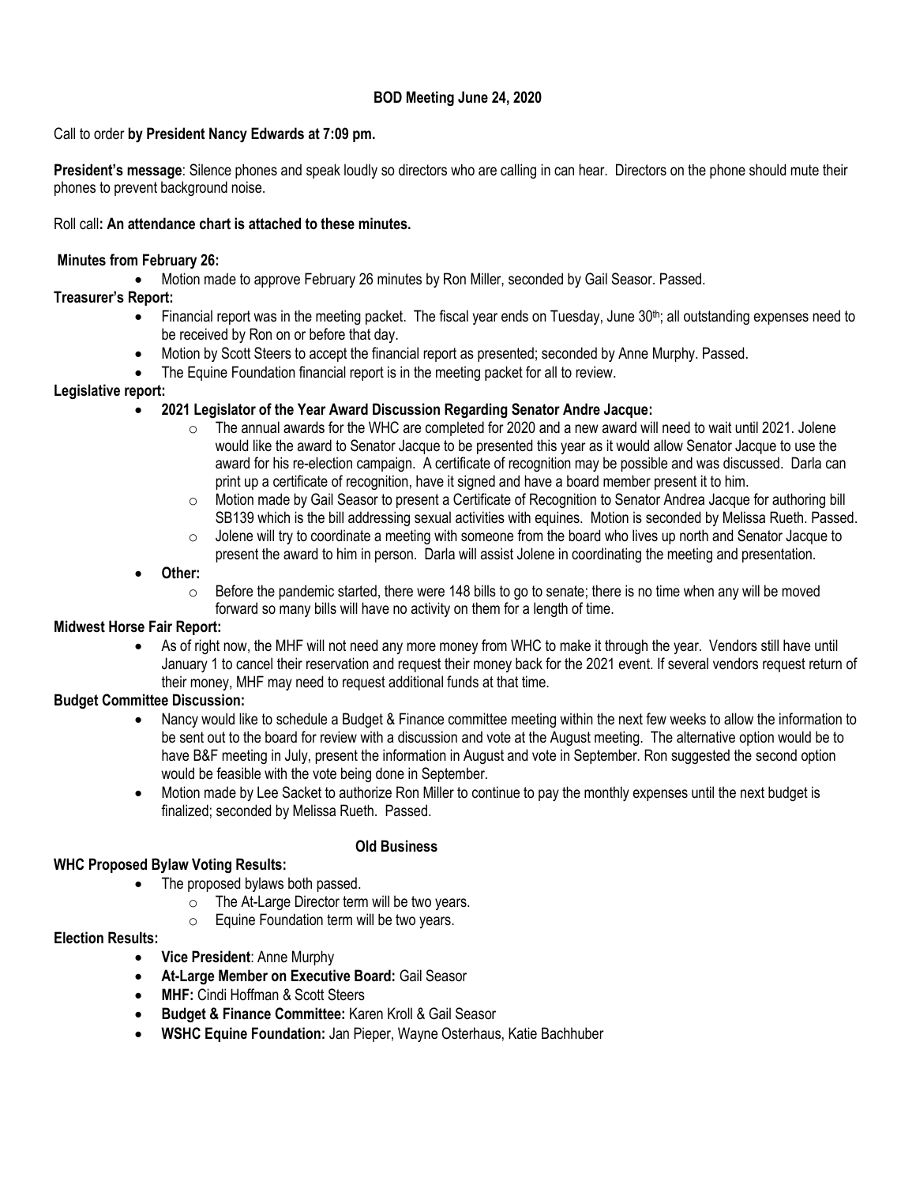## BOD Meeting June 24, 2020

Call to order **by President Nancy Edwards at 7:09 pm.**

**President's message**: Silence phones and speak loudly so directors who are calling in can hear. Directors on the phone should mute their phones to prevent background noise.

Roll call**: An attendance chart is attached to these minutes.**

**Minutes from February 26:**

- Motion made to approve February 26 minutes by Ron Miller, seconded by Gail Seasor. Passed.

**Treasurer's Report:**

- Financial report was in the meeting packet. The fiscal year ends on Tuesday, June 30th; all outstanding expenses need to be received by Ron on or before that day.
- Motion by Scott Steers to accept the financial report as presented; seconded by Anne Murphy. Passed.
- The Equine Foundation financial report is in the meeting packet for all to review.

**Legislative report:**

- **2021 Legislator of the Year Award Discussion Regarding Senator Andre Jacque:**
  - The annual awards for the WHC are completed for 2020 and a new award will need to wait until 2021. Jolene would like the award to Senator Jacque to be presented this year as it would allow Senator Jacque to use the award for his re-election campaign. A certificate of recognition may be possible and was discussed. Darla can print up a certificate of recognition, have it signed and have a board member present it to him.
  - Motion made by Gail Seasor to present a Certificate of Recognition to Senator Andrea Jacque for authoring bill SB139 which is the bill addressing sexual activities with equines. Motion is seconded by Melissa Rueth. Passed.
  - Jolene will try to coordinate a meeting with someone from the board who lives up north and Senator Jacque to present the award to him in person. Darla will assist Jolene in coordinating the meeting and presentation.
- **Other:**
  - Before the pandemic started, there were 148 bills to go to senate; there is no time when any will be moved forward so many bills will have no activity on them for a length of time.

**Midwest Horse Fair Report:**

- As of right now, the MHF will not need any more money from WHC to make it through the year. Vendors still have until January 1 to cancel their reservation and request their money back for the 2021 event. If several vendors request return of their money, MHF may need to request additional funds at that time.

**Budget Committee Discussion:**

- Nancy would like to schedule a Budget & Finance committee meeting within the next few weeks to allow the information to be sent out to the board for review with a discussion and vote at the August meeting. The alternative option would be to have B&F meeting in July, present the information in August and vote in September. Ron suggested the second option would be feasible with the vote being done in September.
- Motion made by Lee Sacket to authorize Ron Miller to continue to pay the monthly expenses until the next budget is finalized; seconded by Melissa Rueth. Passed.

### Old Business

**WHC Proposed Bylaw Voting Results:**

- The proposed bylaws both passed.
  - The At-Large Director term will be two years.
  - Equine Foundation term will be two years.

**Election Results:**

- **Vice President**: Anne Murphy
- **At-Large Member on Executive Board:** Gail Seasor
- **MHF:** Cindi Hoffman & Scott Steers
- **Budget & Finance Committee:** Karen Kroll & Gail Seasor
- **WSHC Equine Foundation:** Jan Pieper, Wayne Osterhaus, Katie Bachhuber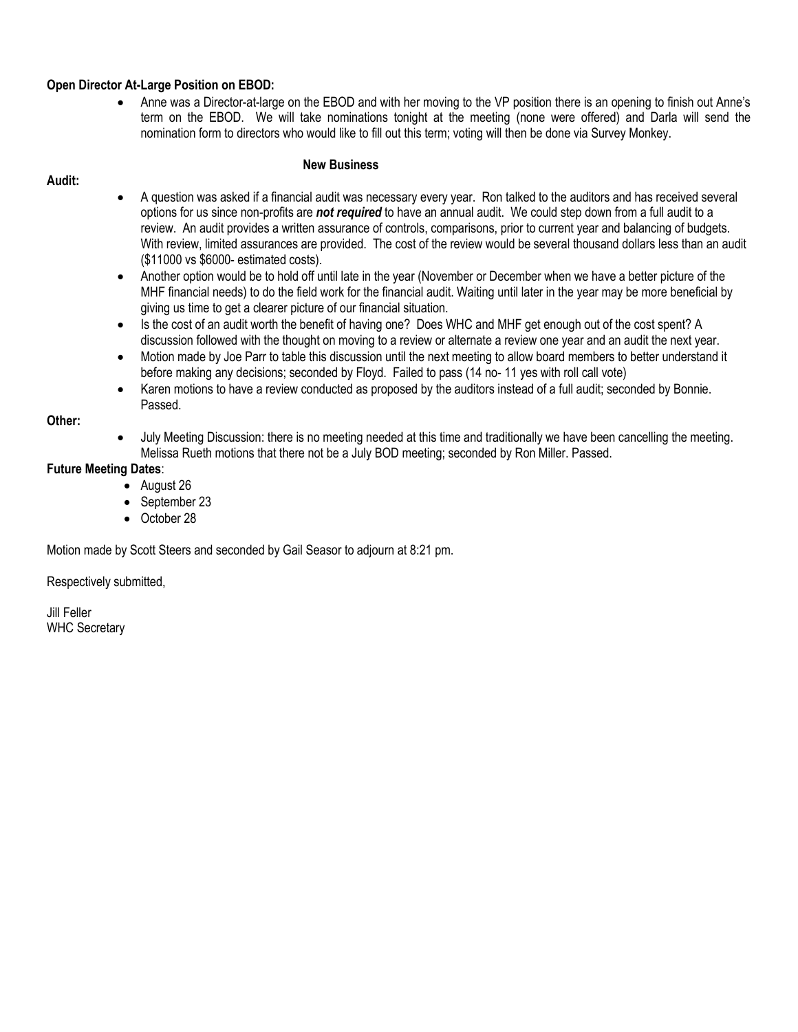**Open Director At-Large Position on EBOD:**

- Anne was a Director-at-large on the EBOD and with her moving to the VP position there is an opening to finish out Anne's term on the EBOD. We will take nominations tonight at the meeting (none were offered) and Darla will send the nomination form to directors who would like to fill out this term; voting will then be done via Survey Monkey.

**New Business**

**Audit:**

- A question was asked if a financial audit was necessary every year. Ron talked to the auditors and has received several options for us since non-profits are ***not required*** to have an annual audit. We could step down from a full audit to a review. An audit provides a written assurance of controls, comparisons, prior to current year and balancing of budgets. With review, limited assurances are provided. The cost of the review would be several thousand dollars less than an audit ($11000 vs $6000- estimated costs).
- Another option would be to hold off until late in the year (November or December when we have a better picture of the MHF financial needs) to do the field work for the financial audit. Waiting until later in the year may be more beneficial by giving us time to get a clearer picture of our financial situation.
- Is the cost of an audit worth the benefit of having one? Does WHC and MHF get enough out of the cost spent? A discussion followed with the thought on moving to a review or alternate a review one year and an audit the next year.
- Motion made by Joe Parr to table this discussion until the next meeting to allow board members to better understand it before making any decisions; seconded by Floyd. Failed to pass (14 no- 11 yes with roll call vote)
- Karen motions to have a review conducted as proposed by the auditors instead of a full audit; seconded by Bonnie. Passed.

**Other:**

- July Meeting Discussion: there is no meeting needed at this time and traditionally we have been cancelling the meeting. Melissa Rueth motions that there not be a July BOD meeting; seconded by Ron Miller. Passed.

**Future Meeting Dates**:

- August 26
- September 23
- October 28

Motion made by Scott Steers and seconded by Gail Seasor to adjourn at 8:21 pm.

Respectively submitted,

Jill Feller
WHC Secretary